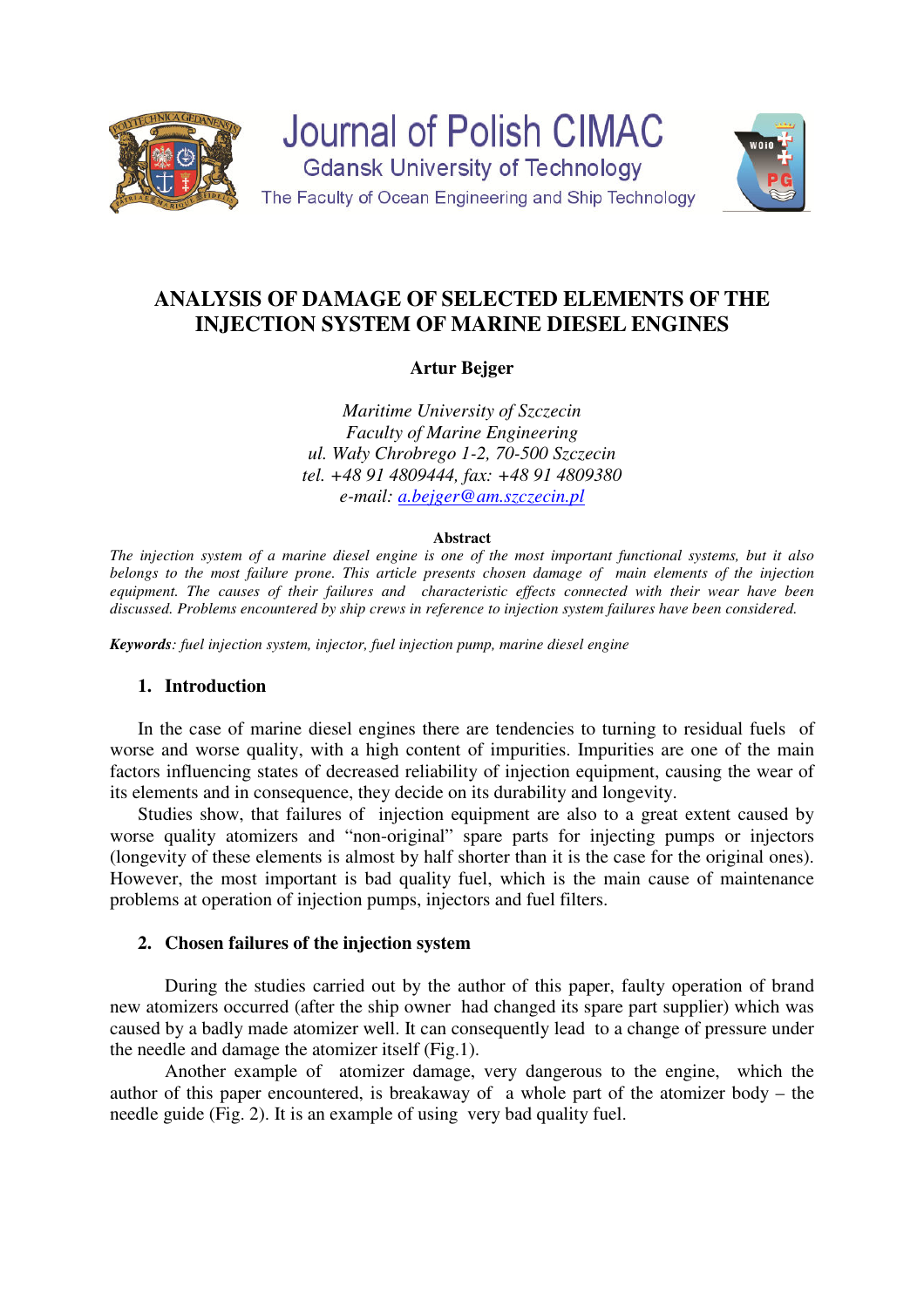Journal of Polish CIMAC
Gdansk University of Technology
The Faculty of Ocean Engineering and Ship Technology

# ANALYSIS OF DAMAGE OF SELECTED ELEMENTS OF THE INJECTION SYSTEM OF MARINE DIESEL ENGINES

**Artur Bejger**

*Maritime University of Szczecin*
*Faculty of Marine Engineering*
*ul. Wały Chrobrego 1-2, 70-500 Szczecin*
*tel. +48 91 4809444, fax: +48 91 4809380*
*e-mail: a.bejger@am.szczecin.pl*

**Abstract**

*The injection system of a marine diesel engine is one of the most important functional systems, but it also belongs to the most failure prone. This article presents chosen damage of main elements of the injection equipment. The causes of their failures and characteristic effects connected with their wear have been discussed. Problems encountered by ship crews in reference to injection system failures have been considered.*

***Keywords****: fuel injection system, injector, fuel injection pump, marine diesel engine*

## 1. Introduction

In the case of marine diesel engines there are tendencies to turning to residual fuels of worse and worse quality, with a high content of impurities. Impurities are one of the main factors influencing states of decreased reliability of injection equipment, causing the wear of its elements and in consequence, they decide on its durability and longevity.

Studies show, that failures of injection equipment are also to a great extent caused by worse quality atomizers and "non-original" spare parts for injecting pumps or injectors (longevity of these elements is almost by half shorter than it is the case for the original ones). However, the most important is bad quality fuel, which is the main cause of maintenance problems at operation of injection pumps, injectors and fuel filters.

## 2. Chosen failures of the injection system

During the studies carried out by the author of this paper, faulty operation of brand new atomizers occurred (after the ship owner had changed its spare part supplier) which was caused by a badly made atomizer well. It can consequently lead to a change of pressure under the needle and damage the atomizer itself (Fig.1).

Another example of atomizer damage, very dangerous to the engine, which the author of this paper encountered, is breakaway of a whole part of the atomizer body – the needle guide (Fig. 2). It is an example of using very bad quality fuel.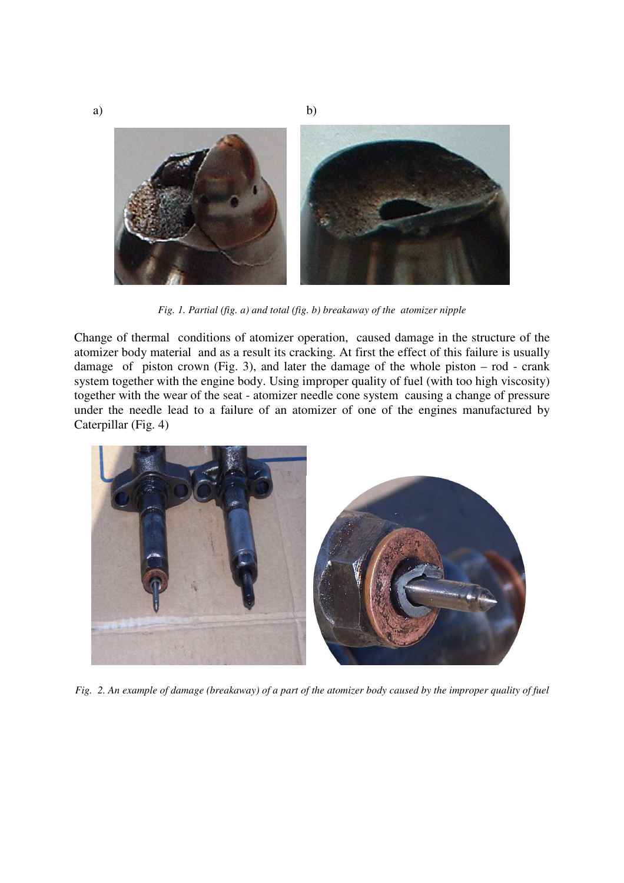a) b)

*Fig. 1. Partial (fig. a) and total (fig. b) breakaway of the atomizer nipple*

Change of thermal conditions of atomizer operation, caused damage in the structure of the atomizer body material and as a result its cracking. At first the effect of this failure is usually damage of piston crown (Fig. 3), and later the damage of the whole piston – rod - crank system together with the engine body. Using improper quality of fuel (with too high viscosity) together with the wear of the seat - atomizer needle cone system causing a change of pressure under the needle lead to a failure of an atomizer of one of the engines manufactured by Caterpillar (Fig. 4)

*Fig. 2. An example of damage (breakaway) of a part of the atomizer body caused by the improper quality of fuel*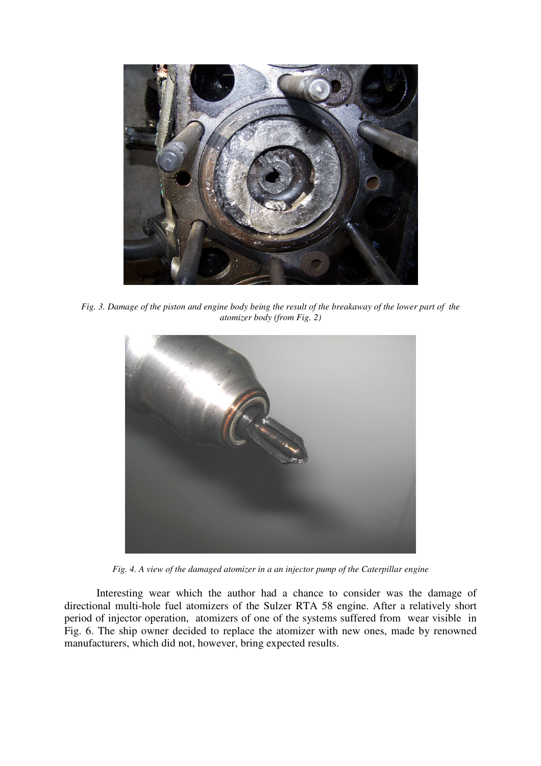*Fig. 3. Damage of the piston and engine body being the result of the breakaway of the lower part of the atomizer body (from Fig. 2)*

*Fig. 4. A view of the damaged atomizer in a an injector pump of the Caterpillar engine*

Interesting wear which the author had a chance to consider was the damage of directional multi-hole fuel atomizers of the Sulzer RTA 58 engine. After a relatively short period of injector operation, atomizers of one of the systems suffered from wear visible in Fig. 6. The ship owner decided to replace the atomizer with new ones, made by renowned manufacturers, which did not, however, bring expected results.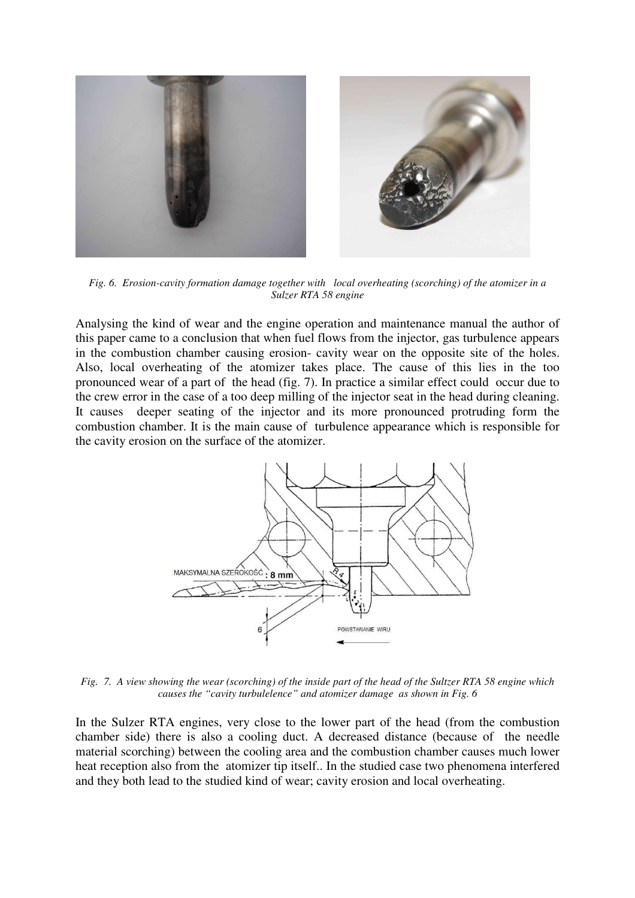*Fig. 6. Erosion-cavity formation damage together with local overheating (scorching) of the atomizer in a Sulzer RTA 58 engine*

Analysing the kind of wear and the engine operation and maintenance manual the author of this paper came to a conclusion that when fuel flows from the injector, gas turbulence appears in the combustion chamber causing erosion- cavity wear on the opposite site of the holes. Also, local overheating of the atomizer takes place. The cause of this lies in the too pronounced wear of a part of the head (fig. 7). In practice a similar effect could occur due to the crew error in the case of a too deep milling of the injector seat in the head during cleaning. It causes deeper seating of the injector and its more pronounced protruding form the combustion chamber. It is the main cause of turbulence appearance which is responsible for the cavity erosion on the surface of the atomizer.

*Fig. 7. A view showing the wear (scorching) of the inside part of the head of the Sultzer RTA 58 engine which causes the "cavity turbulelence" and atomizer damage as shown in Fig. 6*

In the Sulzer RTA engines, very close to the lower part of the head (from the combustion chamber side) there is also a cooling duct. A decreased distance (because of the needle material scorching) between the cooling area and the combustion chamber causes much lower heat reception also from the atomizer tip itself.. In the studied case two phenomena interfered and they both lead to the studied kind of wear; cavity erosion and local overheating.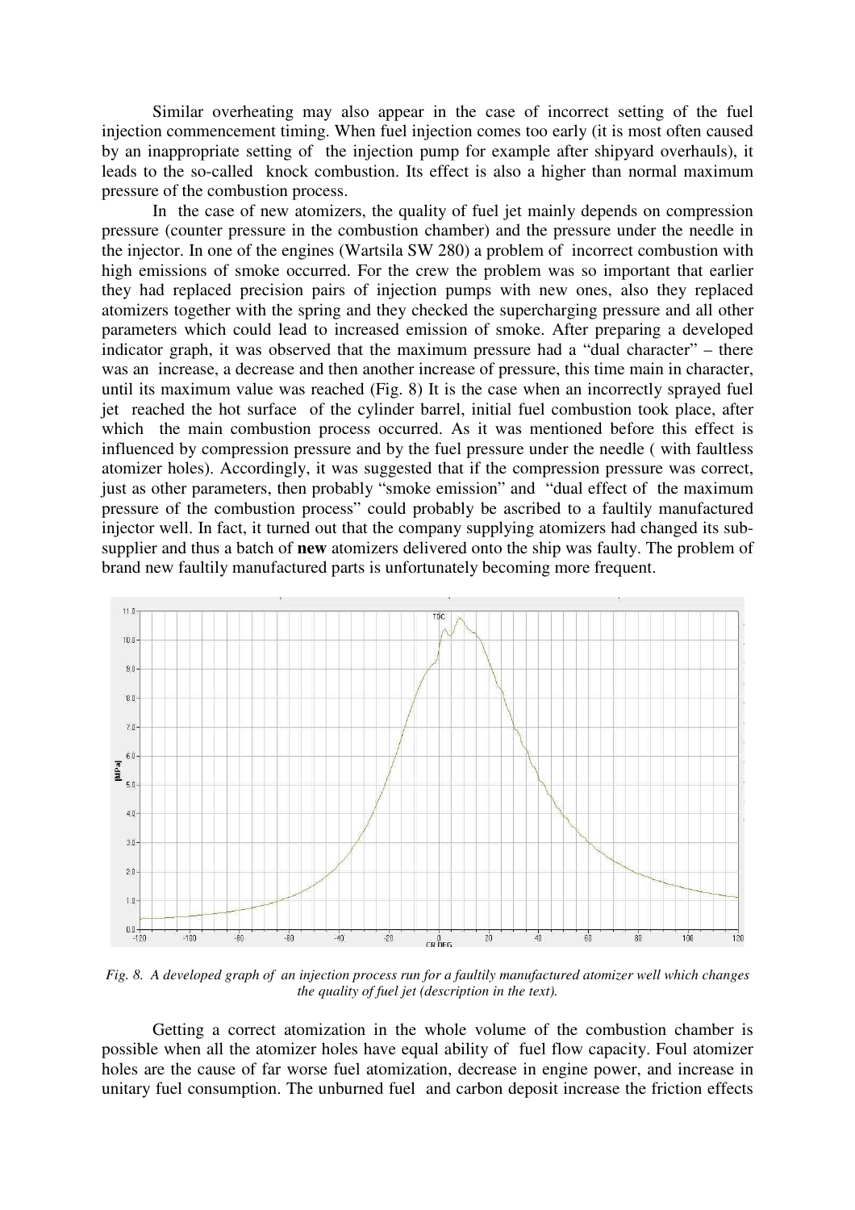Similar overheating may also appear in the case of incorrect setting of the fuel injection commencement timing. When fuel injection comes too early (it is most often caused by an inappropriate setting of the injection pump for example after shipyard overhauls), it leads to the so-called knock combustion. Its effect is also a higher than normal maximum pressure of the combustion process.

In the case of new atomizers, the quality of fuel jet mainly depends on compression pressure (counter pressure in the combustion chamber) and the pressure under the needle in the injector. In one of the engines (Wartsila SW 280) a problem of incorrect combustion with high emissions of smoke occurred. For the crew the problem was so important that earlier they had replaced precision pairs of injection pumps with new ones, also they replaced atomizers together with the spring and they checked the supercharging pressure and all other parameters which could lead to increased emission of smoke. After preparing a developed indicator graph, it was observed that the maximum pressure had a "dual character" – there was an increase, a decrease and then another increase of pressure, this time main in character, until its maximum value was reached (Fig. 8) It is the case when an incorrectly sprayed fuel jet reached the hot surface of the cylinder barrel, initial fuel combustion took place, after which the main combustion process occurred. As it was mentioned before this effect is influenced by compression pressure and by the fuel pressure under the needle ( with faultless atomizer holes). Accordingly, it was suggested that if the compression pressure was correct, just as other parameters, then probably "smoke emission" and "dual effect of the maximum pressure of the combustion process" could probably be ascribed to a faultily manufactured injector well. In fact, it turned out that the company supplying atomizers had changed its sub-supplier and thus a batch of **new** atomizers delivered onto the ship was faulty. The problem of brand new faultily manufactured parts is unfortunately becoming more frequent.

*Fig. 8. A developed graph of an injection process run for a faultily manufactured atomizer well which changes the quality of fuel jet (description in the text).*

Getting a correct atomization in the whole volume of the combustion chamber is possible when all the atomizer holes have equal ability of fuel flow capacity. Foul atomizer holes are the cause of far worse fuel atomization, decrease in engine power, and increase in unitary fuel consumption. The unburned fuel and carbon deposit increase the friction effects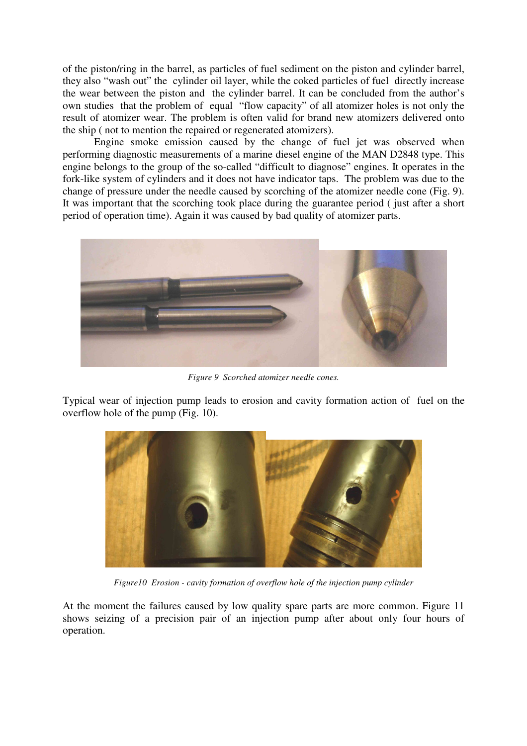of the piston/ring in the barrel, as particles of fuel sediment on the piston and cylinder barrel, they also "wash out" the cylinder oil layer, while the coked particles of fuel directly increase the wear between the piston and the cylinder barrel. It can be concluded from the author's own studies that the problem of equal "flow capacity" of all atomizer holes is not only the result of atomizer wear. The problem is often valid for brand new atomizers delivered onto the ship ( not to mention the repaired or regenerated atomizers).

Engine smoke emission caused by the change of fuel jet was observed when performing diagnostic measurements of a marine diesel engine of the MAN D2848 type. This engine belongs to the group of the so-called "difficult to diagnose" engines. It operates in the fork-like system of cylinders and it does not have indicator taps. The problem was due to the change of pressure under the needle caused by scorching of the atomizer needle cone (Fig. 9). It was important that the scorching took place during the guarantee period ( just after a short period of operation time). Again it was caused by bad quality of atomizer parts.

*Figure 9 Scorched atomizer needle cones.*

Typical wear of injection pump leads to erosion and cavity formation action of fuel on the overflow hole of the pump (Fig. 10).

*Figure10 Erosion - cavity formation of overflow hole of the injection pump cylinder*

At the moment the failures caused by low quality spare parts are more common. Figure 11 shows seizing of a precision pair of an injection pump after about only four hours of operation.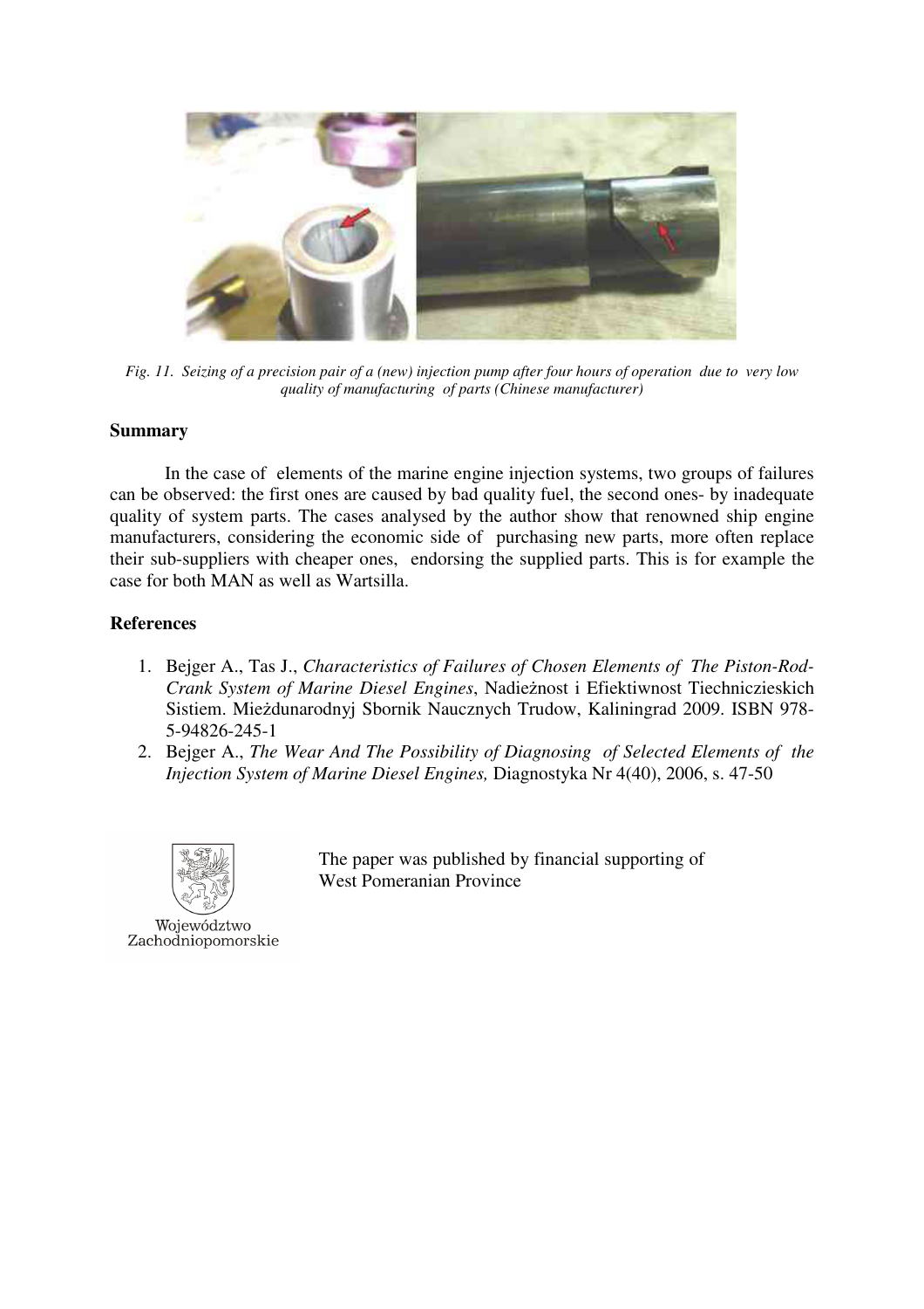*Fig. 11. Seizing of a precision pair of a (new) injection pump after four hours of operation due to very low quality of manufacturing of parts (Chinese manufacturer)*

## Summary

In the case of elements of the marine engine injection systems, two groups of failures can be observed: the first ones are caused by bad quality fuel, the second ones- by inadequate quality of system parts. The cases analysed by the author show that renowned ship engine manufacturers, considering the economic side of purchasing new parts, more often replace their sub-suppliers with cheaper ones, endorsing the supplied parts. This is for example the case for both MAN as well as Wartsilla.

## References

1. Bejger A., Tas J., *Characteristics of Failures of Chosen Elements of The Piston-Rod-Crank System of Marine Diesel Engines*, Nadieżnost i Efiektiwnost Tiechniczieskich Sistiem. Mieżdunarodnyj Sbornik Naucznych Trudow, Kaliningrad 2009. ISBN 978-5-94826-245-1
2. Bejger A., *The Wear And The Possibility of Diagnosing of Selected Elements of the Injection System of Marine Diesel Engines,* Diagnostyka Nr 4(40), 2006, s. 47-50

Województwo Zachodniopomorskie

The paper was published by financial supporting of West Pomeranian Province